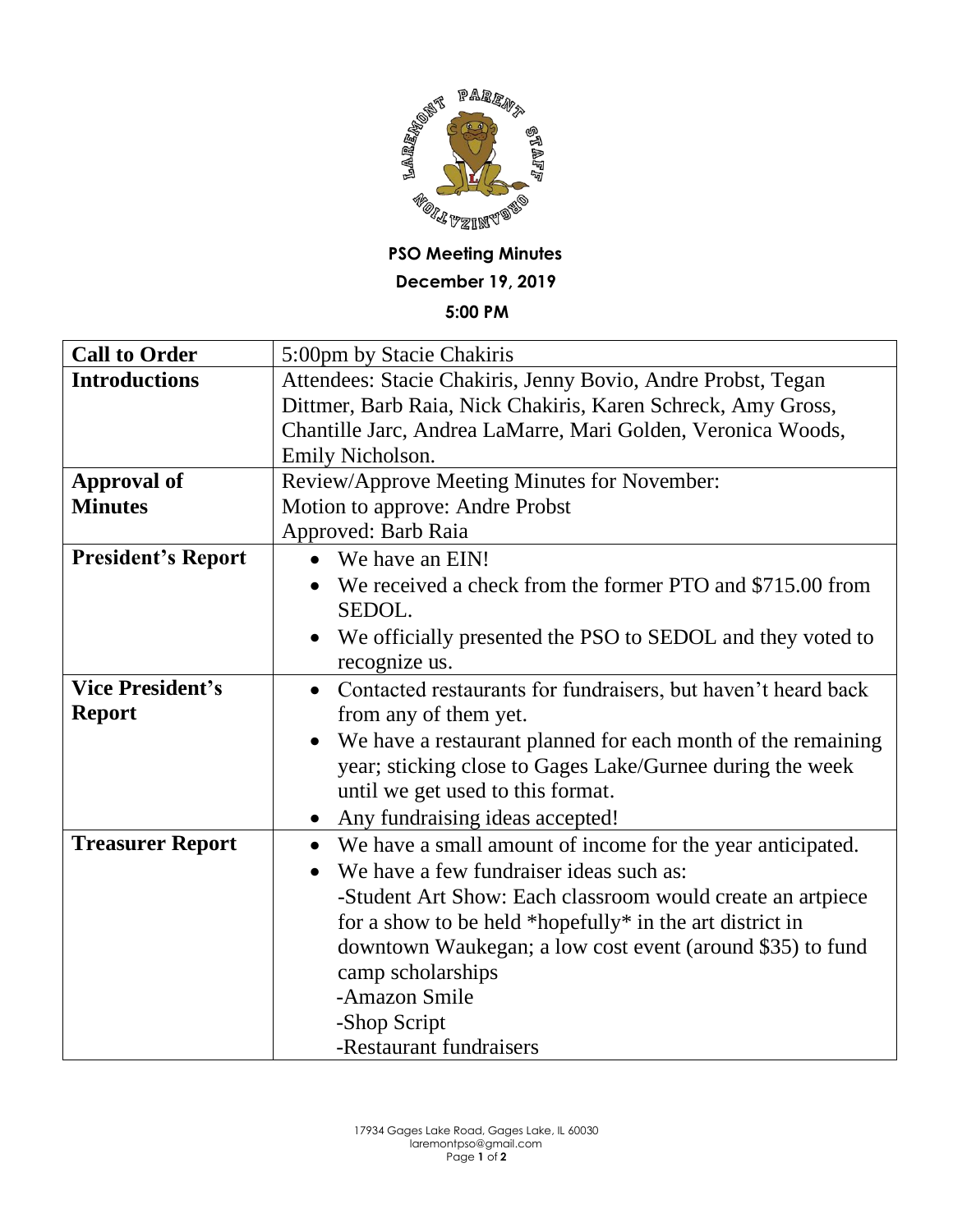**PSO Meeting Minutes**

**December 19, 2019**

**5:00 PM**

| | |
|---|---|
| **Call to Order** | 5:00pm by Stacie Chakiris |
| **Introductions** | Attendees: Stacie Chakiris, Jenny Bovio, Andre Probst, Tegan Dittmer, Barb Raia, Nick Chakiris, Karen Schreck, Amy Gross, Chantille Jarc, Andrea LaMarre, Mari Golden, Veronica Woods, Emily Nicholson. |
| **Approval of Minutes** | Review/Approve Meeting Minutes for November:<br>Motion to approve: Andre Probst<br>Approved: Barb Raia |
| **President's Report** | • We have an EIN!<br>• We received a check from the former PTO and $715.00 from SEDOL.<br>• We officially presented the PSO to SEDOL and they voted to recognize us. |
| **Vice President's Report** | • Contacted restaurants for fundraisers, but haven't heard back from any of them yet.<br>• We have a restaurant planned for each month of the remaining year; sticking close to Gages Lake/Gurnee during the week until we get used to this format.<br>• Any fundraising ideas accepted! |
| **Treasurer Report** | • We have a small amount of income for the year anticipated.<br>• We have a few fundraiser ideas such as:<br>-Student Art Show: Each classroom would create an artpiece for a show to be held *hopefully* in the art district in downtown Waukegan; a low cost event (around $35) to fund camp scholarships<br>-Amazon Smile<br>-Shop Script<br>-Restaurant fundraisers |

17934 Gages Lake Road, Gages Lake, IL 60030
laremontpso@gmail.com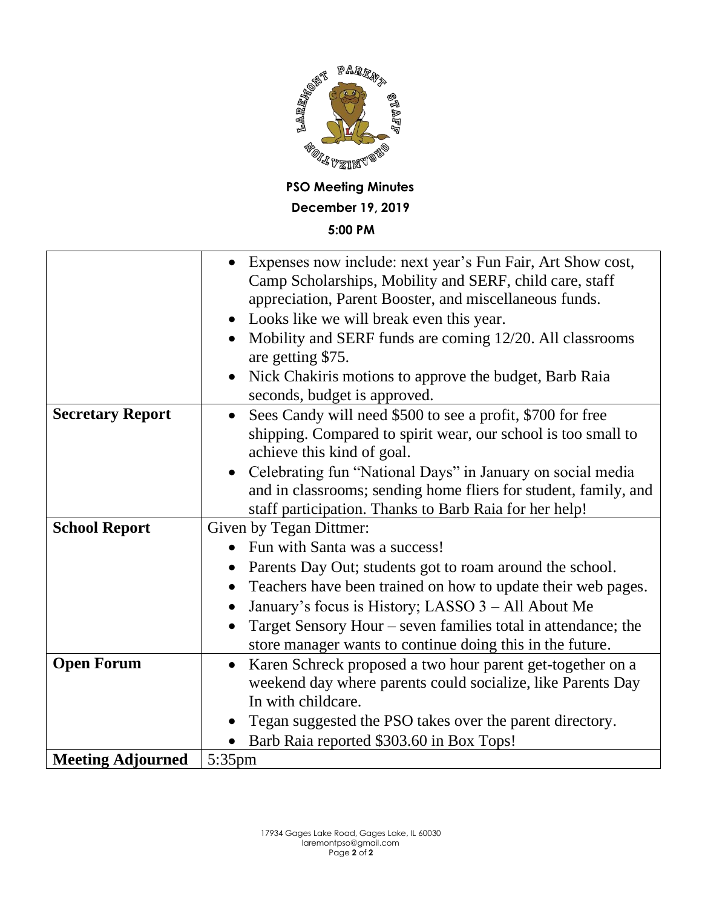**PSO Meeting Minutes**

**December 19, 2019**

**5:00 PM**

| | |
|---|---|
| | • Expenses now include: next year's Fun Fair, Art Show cost, Camp Scholarships, Mobility and SERF, child care, staff appreciation, Parent Booster, and miscellaneous funds.<br>• Looks like we will break even this year.<br>• Mobility and SERF funds are coming 12/20. All classrooms are getting $75.<br>• Nick Chakiris motions to approve the budget, Barb Raia seconds, budget is approved. |
| **Secretary Report** | • Sees Candy will need $500 to see a profit, $700 for free shipping. Compared to spirit wear, our school is too small to achieve this kind of goal.<br>• Celebrating fun "National Days" in January on social media and in classrooms; sending home fliers for student, family, and staff participation. Thanks to Barb Raia for her help! |
| **School Report** | Given by Tegan Dittmer:<br>• Fun with Santa was a success!<br>• Parents Day Out; students got to roam around the school.<br>• Teachers have been trained on how to update their web pages.<br>• January's focus is History; LASSO 3 – All About Me<br>• Target Sensory Hour – seven families total in attendance; the store manager wants to continue doing this in the future. |
| **Open Forum** | • Karen Schreck proposed a two hour parent get-together on a weekend day where parents could socialize, like Parents Day In with childcare.<br>• Tegan suggested the PSO takes over the parent directory.<br>• Barb Raia reported $303.60 in Box Tops! |
| **Meeting Adjourned** | 5:35pm |

17934 Gages Lake Road, Gages Lake, IL 60030
laremontpso@gmail.com